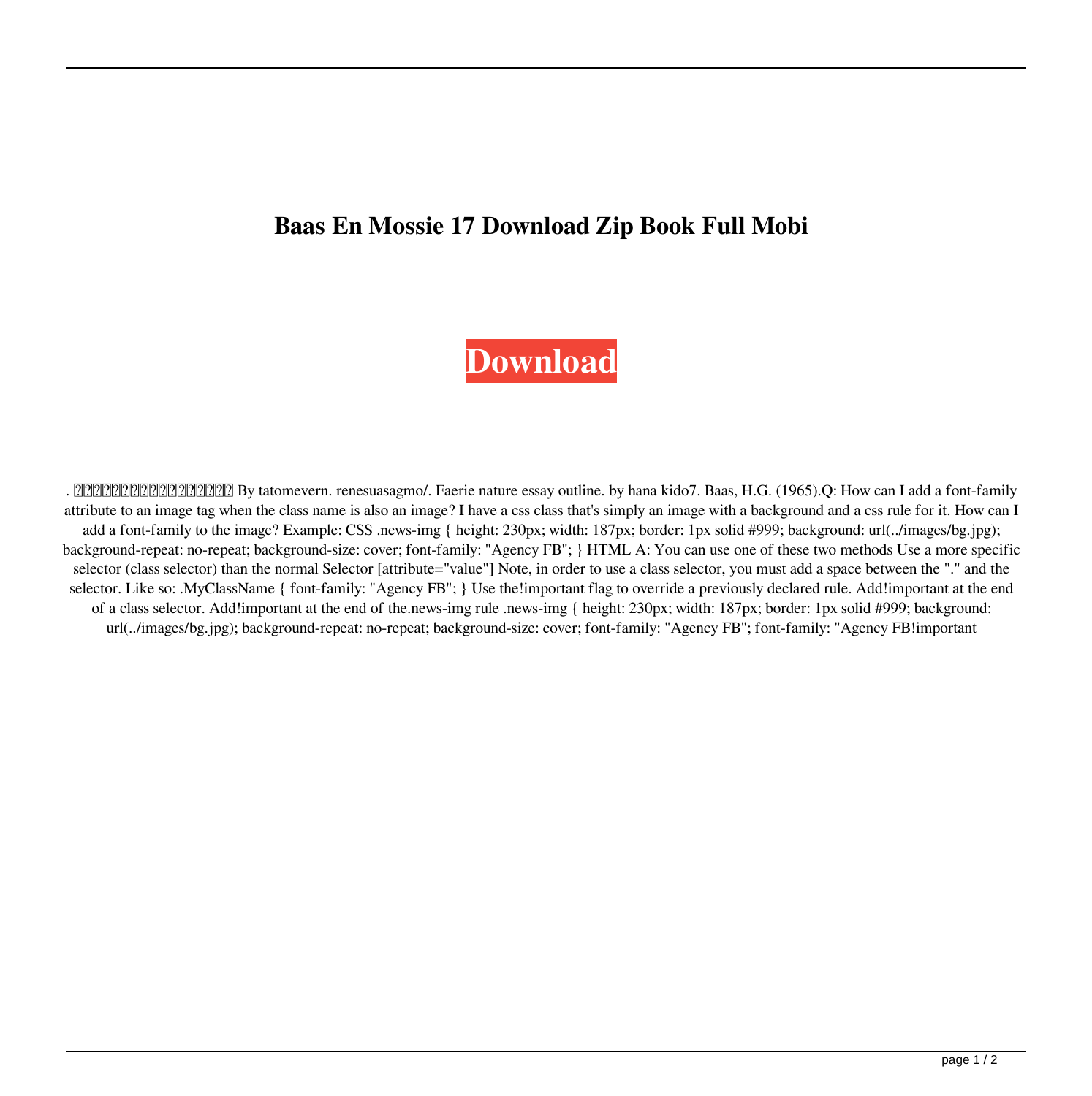# Baas En Mossie 17 Download Zip Book Full Mobi

**Download**

. ����������������� By tatomevern. renesuasagmo/. Faerie nature essay outline. by hana kido7. Baas, H.G. (1965).Q: How can I add a font-family attribute to an image tag when the class name is also an image? I have a css class that's simply an image with a background and a css rule for it. How can I add a font-family to the image? Example: CSS .news-img { height: 230px; width: 187px; border: 1px solid #999; background: url(../images/bg.jpg); background-repeat: no-repeat; background-size: cover; font-family: "Agency FB"; } HTML A: You can use one of these two methods Use a more specific selector (class selector) than the normal Selector [attribute="value"] Note, in order to use a class selector, you must add a space between the "." and the selector. Like so: .MyClassName { font-family: "Agency FB"; } Use the!important flag to override a previously declared rule. Add!important at the end of a class selector. Add!important at the end of the.news-img rule .news-img { height: 230px; width: 187px; border: 1px solid #999; background: url(../images/bg.jpg); background-repeat: no-repeat; background-size: cover; font-family: "Agency FB"; font-family: "Agency FB!important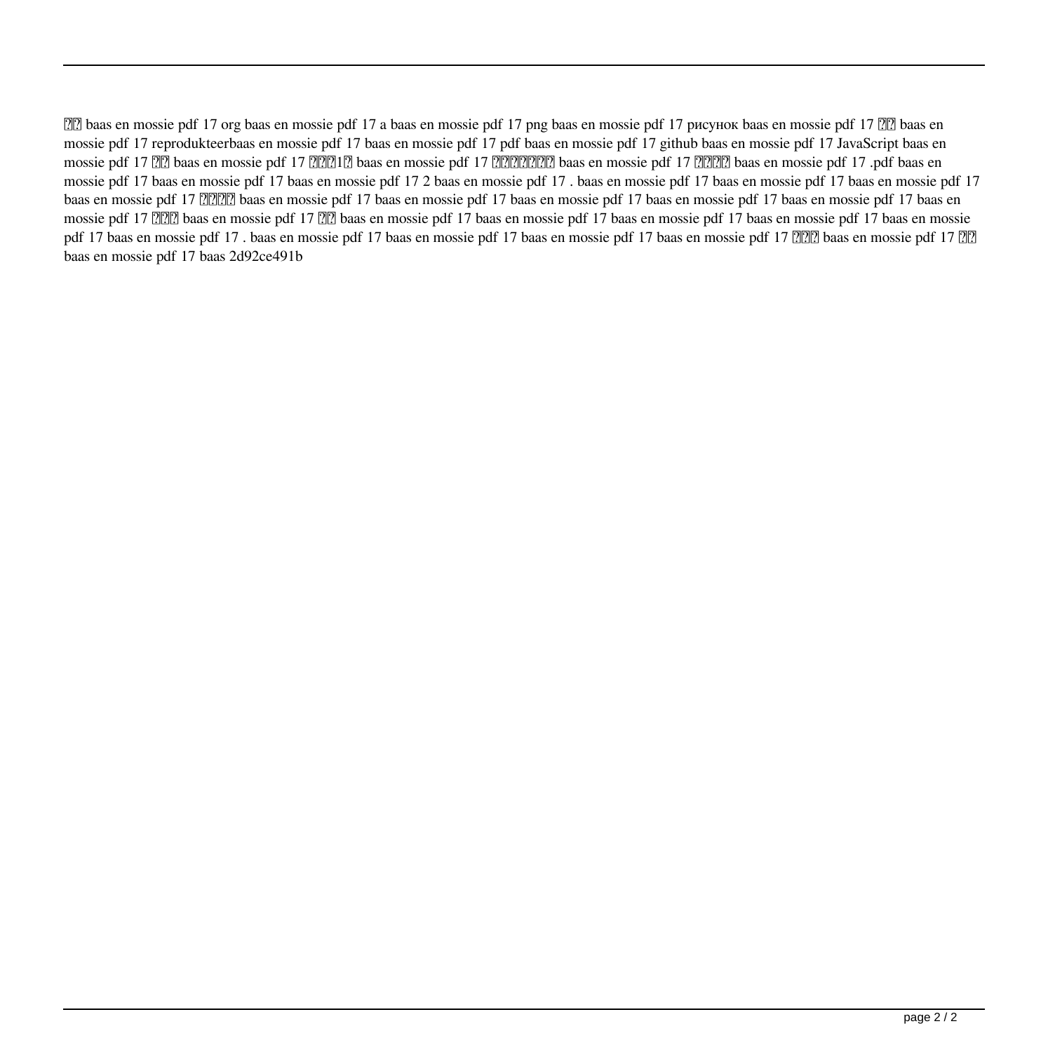?? baas en mossie pdf 17 org baas en mossie pdf 17 a baas en mossie pdf 17 png baas en mossie pdf 17 рисунок baas en mossie pdf 17 ?? baas en mossie pdf 17 reprodukteerbaas en mossie pdf 17 baas en mossie pdf 17 pdf baas en mossie pdf 17 github baas en mossie pdf 17 JavaScript baas en mossie pdf 17 ?? baas en mossie pdf 17 ???1? baas en mossie pdf 17 ??????? baas en mossie pdf 17 ???? baas en mossie pdf 17 .pdf baas en mossie pdf 17 baas en mossie pdf 17 baas en mossie pdf 17 2 baas en mossie pdf 17 . baas en mossie pdf 17 baas en mossie pdf 17 baas en mossie pdf 17 baas en mossie pdf 17 ???? baas en mossie pdf 17 baas en mossie pdf 17 baas en mossie pdf 17 baas en mossie pdf 17 baas en mossie pdf 17 baas en mossie pdf 17 ??? baas en mossie pdf 17 ?? baas en mossie pdf 17 baas en mossie pdf 17 baas en mossie pdf 17 baas en mossie pdf 17 baas en mossie pdf 17 baas en mossie pdf 17 . baas en mossie pdf 17 baas en mossie pdf 17 baas en mossie pdf 17 baas en mossie pdf 17 ??? baas en mossie pdf 17 ?? baas en mossie pdf 17 baas 2d92ce491b